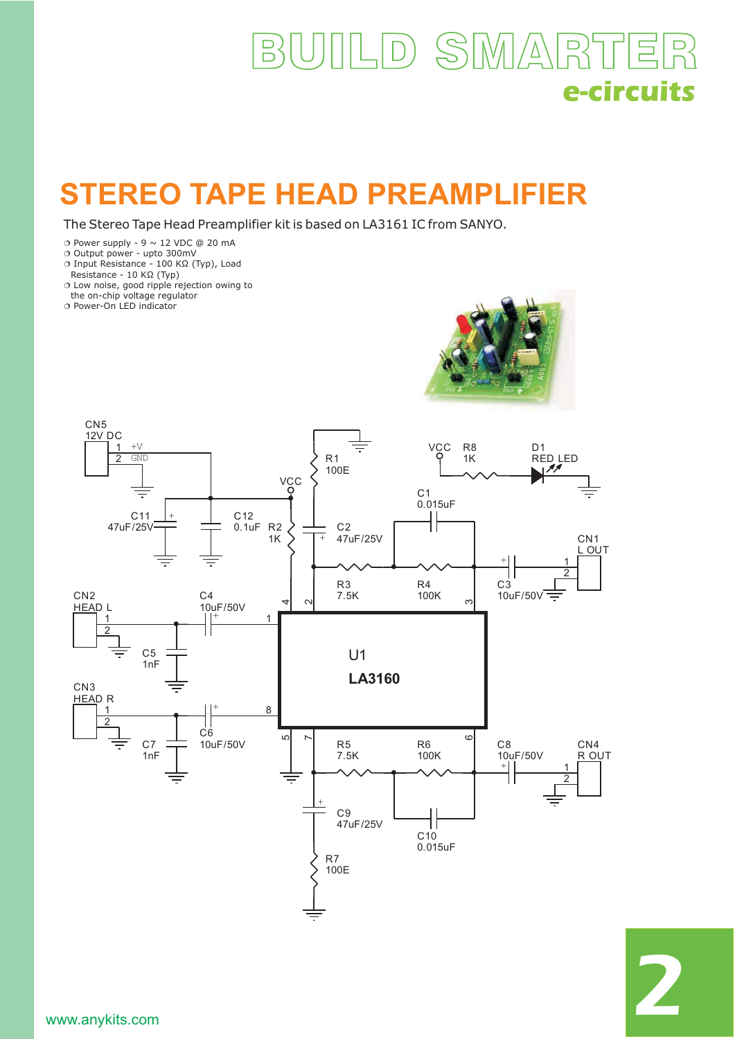# BUILD SMARTER

*e-circuits*

## STEREO TAPE HEAD PREAMPLIFIER

The Stereo Tape Head Preamplifier kit is based on LA3161 IC from SANYO.

- Power supply - 9 ~ 12 VDC @ 20 mA
- Output power - upto 300mV
- Input Resistance - 100 KΩ (Typ), Load Resistance - 10 KΩ (Typ)
- Low noise, good ripple rejection owing to the on-chip voltage regulator
- Power-On LED indicator

www.anykits.com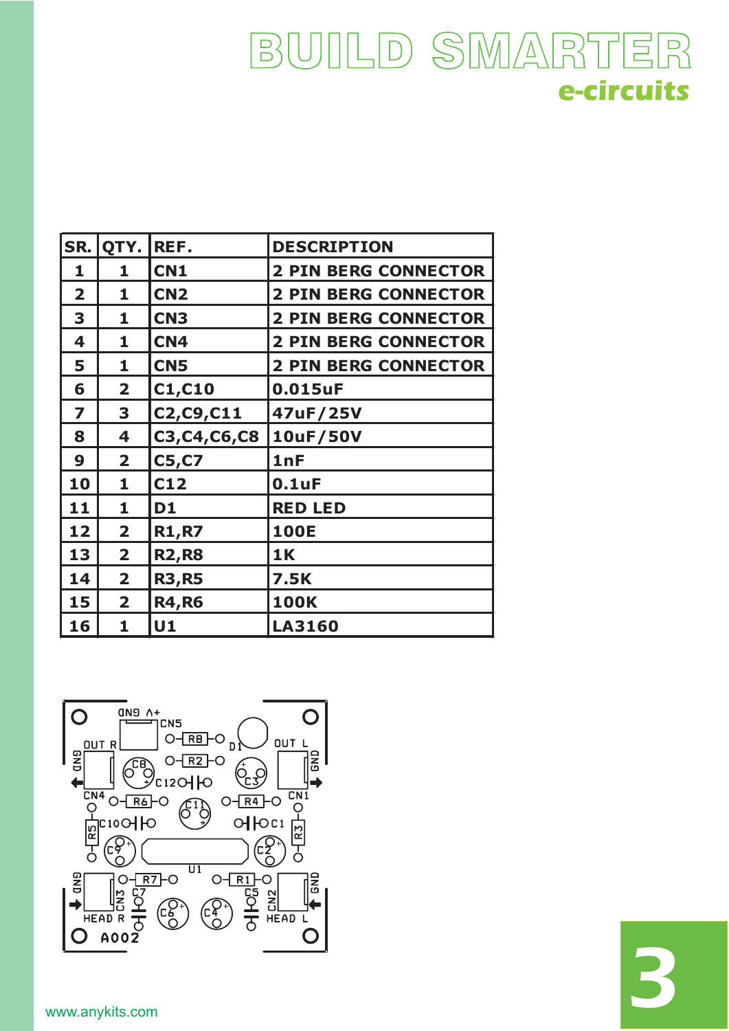# BUILD SMARTER

*e-circuits*

| SR. | QTY. | REF. | DESCRIPTION |
|---|---|---|---|
| 1 | 1 | CN1 | 2 PIN BERG CONNECTOR |
| 2 | 1 | CN2 | 2 PIN BERG CONNECTOR |
| 3 | 1 | CN3 | 2 PIN BERG CONNECTOR |
| 4 | 1 | CN4 | 2 PIN BERG CONNECTOR |
| 5 | 1 | CN5 | 2 PIN BERG CONNECTOR |
| 6 | 2 | C1,C10 | 0.015uF |
| 7 | 3 | C2,C9,C11 | 47uF/25V |
| 8 | 4 | C3,C4,C6,C8 | 10uF/50V |
| 9 | 2 | C5,C7 | 1nF |
| 10 | 1 | C12 | 0.1uF |
| 11 | 1 | D1 | RED LED |
| 12 | 2 | R1,R7 | 100E |
| 13 | 2 | R2,R8 | 1K |
| 14 | 2 | R3,R5 | 7.5K |
| 15 | 2 | R4,R6 | 100K |
| 16 | 1 | U1 | LA3160 |

GND V+
CN5
R8
D1
OUT R
OUT L
GND
C8
R2
C3
GND
C12
CN4
R6
C11
R4
CN1
C10
C1
R5
C9
C2
R3
U1
GND
R7
R1
GND
CN3
C7
C6
C4
C5
CN2
HEAD R
HEAD L
A002

www.anykits.com